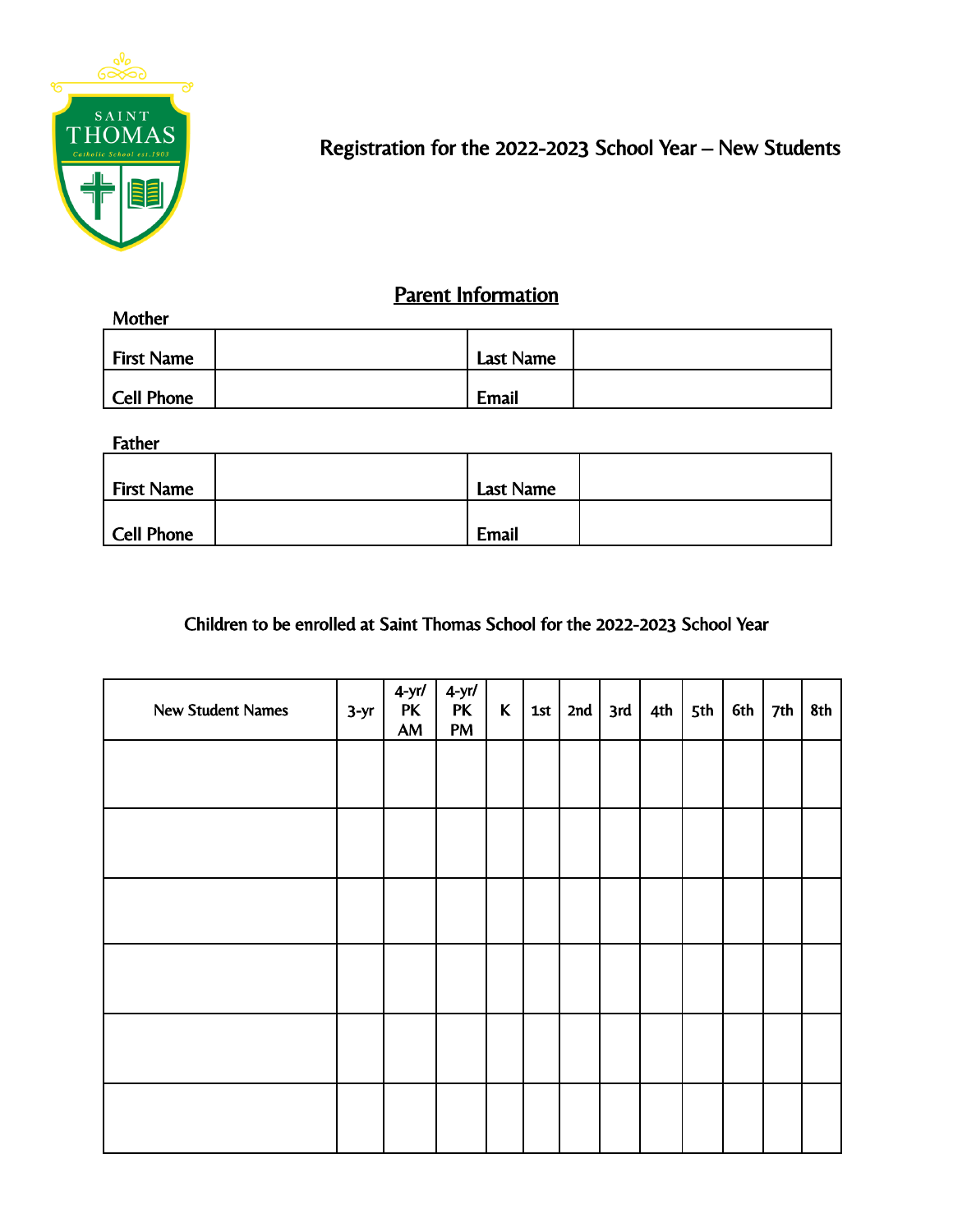SAINT THOMAS
Catholic School est.1903

# Registration for the 2022-2023 School Year – New Students

## Parent Information

Mother

| First Name | | Last Name | |
|---|---|---|---|
| Cell Phone | | Email | |

Father

| First Name | | Last Name | |
|---|---|---|---|
| Cell Phone | | Email | |

### Children to be enrolled at Saint Thomas School for the 2022-2023 School Year

| New Student Names | 3-yr | 4-yr/ PK AM | 4-yr/ PK PM | K | 1st | 2nd | 3rd | 4th | 5th | 6th | 7th | 8th |
|---|---|---|---|---|---|---|---|---|---|---|---|---|
| | | | | | | | | | | | | |
| | | | | | | | | | | | | |
| | | | | | | | | | | | | |
| | | | | | | | | | | | | |
| | | | | | | | | | | | | |
| | | | | | | | | | | | | |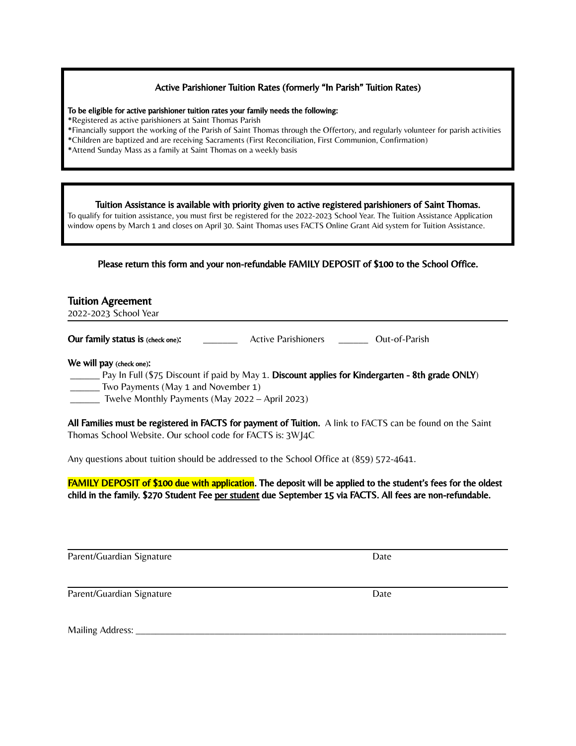**Active Parishioner Tuition Rates (formerly "In Parish" Tuition Rates)**

**To be eligible for active parishioner tuition rates your family needs the following:**

*Registered as active parishioners at Saint Thomas Parish
*Financially support the working of the Parish of Saint Thomas through the Offertory, and regularly volunteer for parish activities
*Children are baptized and are receiving Sacraments (First Reconciliation, First Communion, Confirmation)
*Attend Sunday Mass as a family at Saint Thomas on a weekly basis

**Tuition Assistance is available with priority given to active registered parishioners of Saint Thomas.**

To qualify for tuition assistance, you must first be registered for the 2022-2023 School Year. The Tuition Assistance Application window opens by March 1 and closes on April 30. Saint Thomas uses FACTS Online Grant Aid system for Tuition Assistance.

**Please return this form and your non-refundable FAMILY DEPOSIT of $100 to the School Office.**

## Tuition Agreement

2022-2023 School Year

**Our family status is** (check one): _______ Active Parishioners ______ Out-of-Parish

**We will pay** (check one):

______ Pay In Full ($75 Discount if paid by May 1. **Discount applies for Kindergarten - 8th grade ONLY**)
______ Two Payments (May 1 and November 1)
______ Twelve Monthly Payments (May 2022 – April 2023)

**All Families must be registered in FACTS for payment of Tuition.** A link to FACTS can be found on the Saint Thomas School Website. Our school code for FACTS is: 3WJ4C

Any questions about tuition should be addressed to the School Office at (859) 572-4641.

**FAMILY DEPOSIT of $100 due with application. The deposit will be applied to the student's fees for the oldest child in the family. $270 Student Fee per student due September 15 via FACTS. All fees are non-refundable.**

_______________________________________________
Parent/Guardian Signature Date

_______________________________________________
Parent/Guardian Signature Date

Mailing Address: _______________________________________________